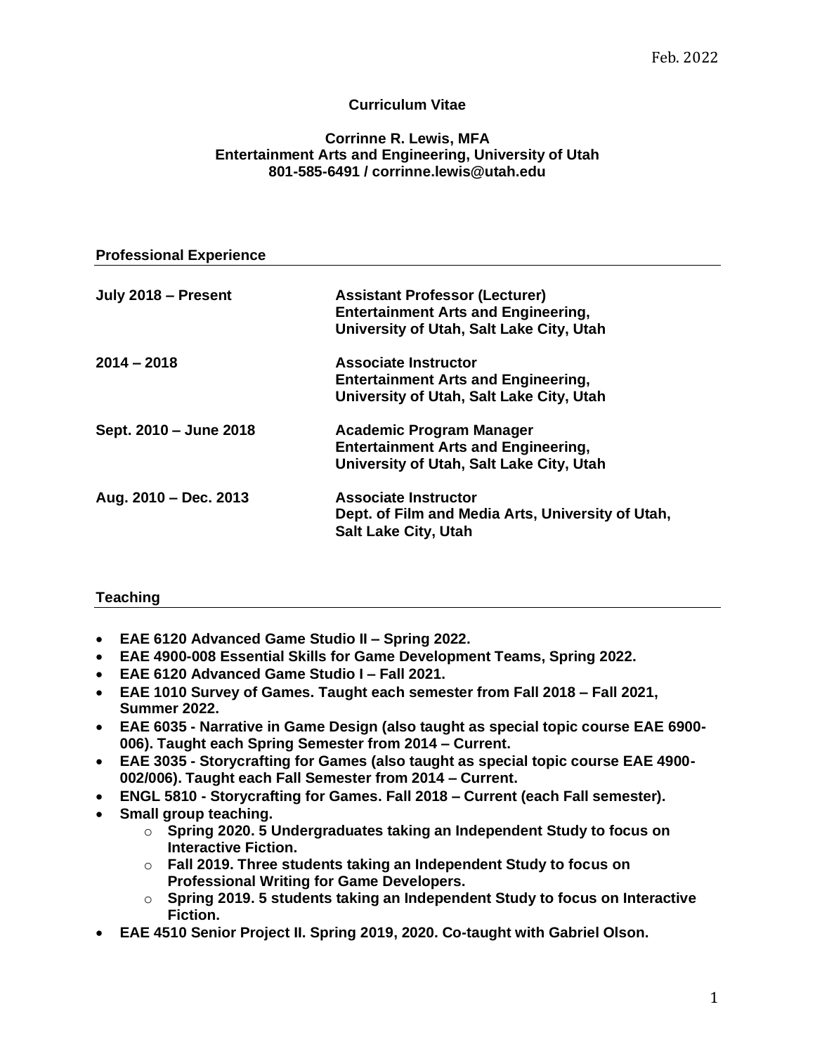Feb. 2022

# Curriculum Vitae

**Corrinne R. Lewis, MFA**
**Entertainment Arts and Engineering, University of Utah**
**801-585-6491 / corrinne.lewis@utah.edu**

## Professional Experience

| | |
|---|---|
| **July 2018 – Present** | **Assistant Professor (Lecturer)**<br>**Entertainment Arts and Engineering,**<br>**University of Utah, Salt Lake City, Utah** |
| **2014 – 2018** | **Associate Instructor**<br>**Entertainment Arts and Engineering,**<br>**University of Utah, Salt Lake City, Utah** |
| **Sept. 2010 – June 2018** | **Academic Program Manager**<br>**Entertainment Arts and Engineering,**<br>**University of Utah, Salt Lake City, Utah** |
| **Aug. 2010 – Dec. 2013** | **Associate Instructor**<br>**Dept. of Film and Media Arts, University of Utah,**<br>**Salt Lake City, Utah** |

## Teaching

- **EAE 6120 Advanced Game Studio II – Spring 2022.**
- **EAE 4900-008 Essential Skills for Game Development Teams, Spring 2022.**
- **EAE 6120 Advanced Game Studio I – Fall 2021.**
- **EAE 1010 Survey of Games. Taught each semester from Fall 2018 – Fall 2021, Summer 2022.**
- **EAE 6035 - Narrative in Game Design (also taught as special topic course EAE 6900-006). Taught each Spring Semester from 2014 – Current.**
- **EAE 3035 - Storycrafting for Games (also taught as special topic course EAE 4900-002/006). Taught each Fall Semester from 2014 – Current.**
- **ENGL 5810 - Storycrafting for Games. Fall 2018 – Current (each Fall semester).**
- **Small group teaching.**
  - **Spring 2020. 5 Undergraduates taking an Independent Study to focus on Interactive Fiction.**
  - **Fall 2019. Three students taking an Independent Study to focus on Professional Writing for Game Developers.**
  - **Spring 2019. 5 students taking an Independent Study to focus on Interactive Fiction.**
- **EAE 4510 Senior Project II. Spring 2019, 2020. Co-taught with Gabriel Olson.**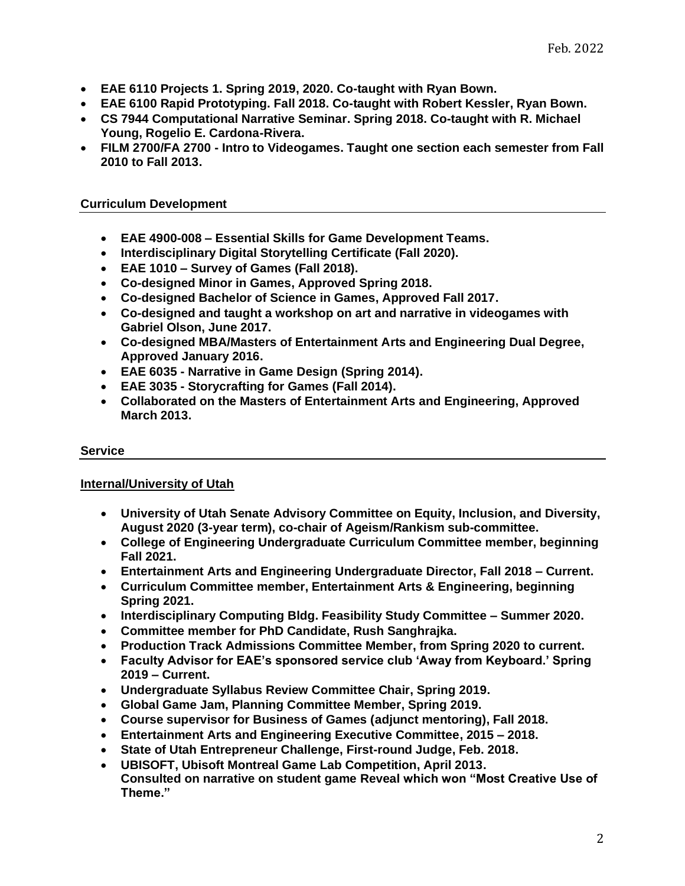- **EAE 6110 Projects 1. Spring 2019, 2020. Co-taught with Ryan Bown.**
- **EAE 6100 Rapid Prototyping. Fall 2018. Co-taught with Robert Kessler, Ryan Bown.**
- **CS 7944 Computational Narrative Seminar. Spring 2018. Co-taught with R. Michael Young, Rogelio E. Cardona-Rivera.**
- **FILM 2700/FA 2700 - Intro to Videogames. Taught one section each semester from Fall 2010 to Fall 2013.**

## Curriculum Development

- **EAE 4900-008 – Essential Skills for Game Development Teams.**
- **Interdisciplinary Digital Storytelling Certificate (Fall 2020).**
- **EAE 1010 – Survey of Games (Fall 2018).**
- **Co-designed Minor in Games, Approved Spring 2018.**
- **Co-designed Bachelor of Science in Games, Approved Fall 2017.**
- **Co-designed and taught a workshop on art and narrative in videogames with Gabriel Olson, June 2017.**
- **Co-designed MBA/Masters of Entertainment Arts and Engineering Dual Degree, Approved January 2016.**
- **EAE 6035 - Narrative in Game Design (Spring 2014).**
- **EAE 3035 - Storycrafting for Games (Fall 2014).**
- **Collaborated on the Masters of Entertainment Arts and Engineering, Approved March 2013.**

## Service

### Internal/University of Utah

- **University of Utah Senate Advisory Committee on Equity, Inclusion, and Diversity, August 2020 (3-year term), co-chair of Ageism/Rankism sub-committee.**
- **College of Engineering Undergraduate Curriculum Committee member, beginning Fall 2021.**
- **Entertainment Arts and Engineering Undergraduate Director, Fall 2018 – Current.**
- **Curriculum Committee member, Entertainment Arts & Engineering, beginning Spring 2021.**
- **Interdisciplinary Computing Bldg. Feasibility Study Committee – Summer 2020.**
- **Committee member for PhD Candidate, Rush Sanghrajka.**
- **Production Track Admissions Committee Member, from Spring 2020 to current.**
- **Faculty Advisor for EAE's sponsored service club 'Away from Keyboard.' Spring 2019 – Current.**
- **Undergraduate Syllabus Review Committee Chair, Spring 2019.**
- **Global Game Jam, Planning Committee Member, Spring 2019.**
- **Course supervisor for Business of Games (adjunct mentoring), Fall 2018.**
- **Entertainment Arts and Engineering Executive Committee, 2015 – 2018.**
- **State of Utah Entrepreneur Challenge, First-round Judge, Feb. 2018.**
- **UBISOFT, Ubisoft Montreal Game Lab Competition, April 2013.**
  **Consulted on narrative on student game Reveal which won "Most Creative Use of Theme."**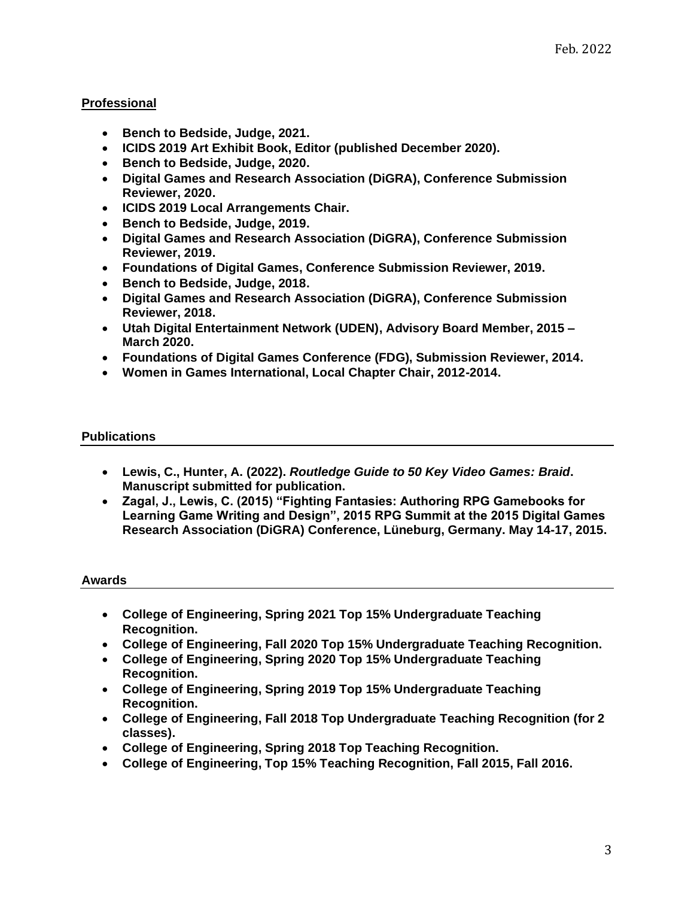## Professional

- **Bench to Bedside, Judge, 2021.**
- **ICIDS 2019 Art Exhibit Book, Editor (published December 2020).**
- **Bench to Bedside, Judge, 2020.**
- **Digital Games and Research Association (DiGRA), Conference Submission Reviewer, 2020.**
- **ICIDS 2019 Local Arrangements Chair.**
- **Bench to Bedside, Judge, 2019.**
- **Digital Games and Research Association (DiGRA), Conference Submission Reviewer, 2019.**
- **Foundations of Digital Games, Conference Submission Reviewer, 2019.**
- **Bench to Bedside, Judge, 2018.**
- **Digital Games and Research Association (DiGRA), Conference Submission Reviewer, 2018.**
- **Utah Digital Entertainment Network (UDEN), Advisory Board Member, 2015 – March 2020.**
- **Foundations of Digital Games Conference (FDG), Submission Reviewer, 2014.**
- **Women in Games International, Local Chapter Chair, 2012-2014.**

## Publications

- **Lewis, C., Hunter, A. (2022).** ***Routledge Guide to 50 Key Video Games: Braid*****. Manuscript submitted for publication.**
- **Zagal, J., Lewis, C. (2015) "Fighting Fantasies: Authoring RPG Gamebooks for Learning Game Writing and Design", 2015 RPG Summit at the 2015 Digital Games Research Association (DiGRA) Conference, Lüneburg, Germany. May 14-17, 2015.**

## Awards

- **College of Engineering, Spring 2021 Top 15% Undergraduate Teaching Recognition.**
- **College of Engineering, Fall 2020 Top 15% Undergraduate Teaching Recognition.**
- **College of Engineering, Spring 2020 Top 15% Undergraduate Teaching Recognition.**
- **College of Engineering, Spring 2019 Top 15% Undergraduate Teaching Recognition.**
- **College of Engineering, Fall 2018 Top Undergraduate Teaching Recognition (for 2 classes).**
- **College of Engineering, Spring 2018 Top Teaching Recognition.**
- **College of Engineering, Top 15% Teaching Recognition, Fall 2015, Fall 2016.**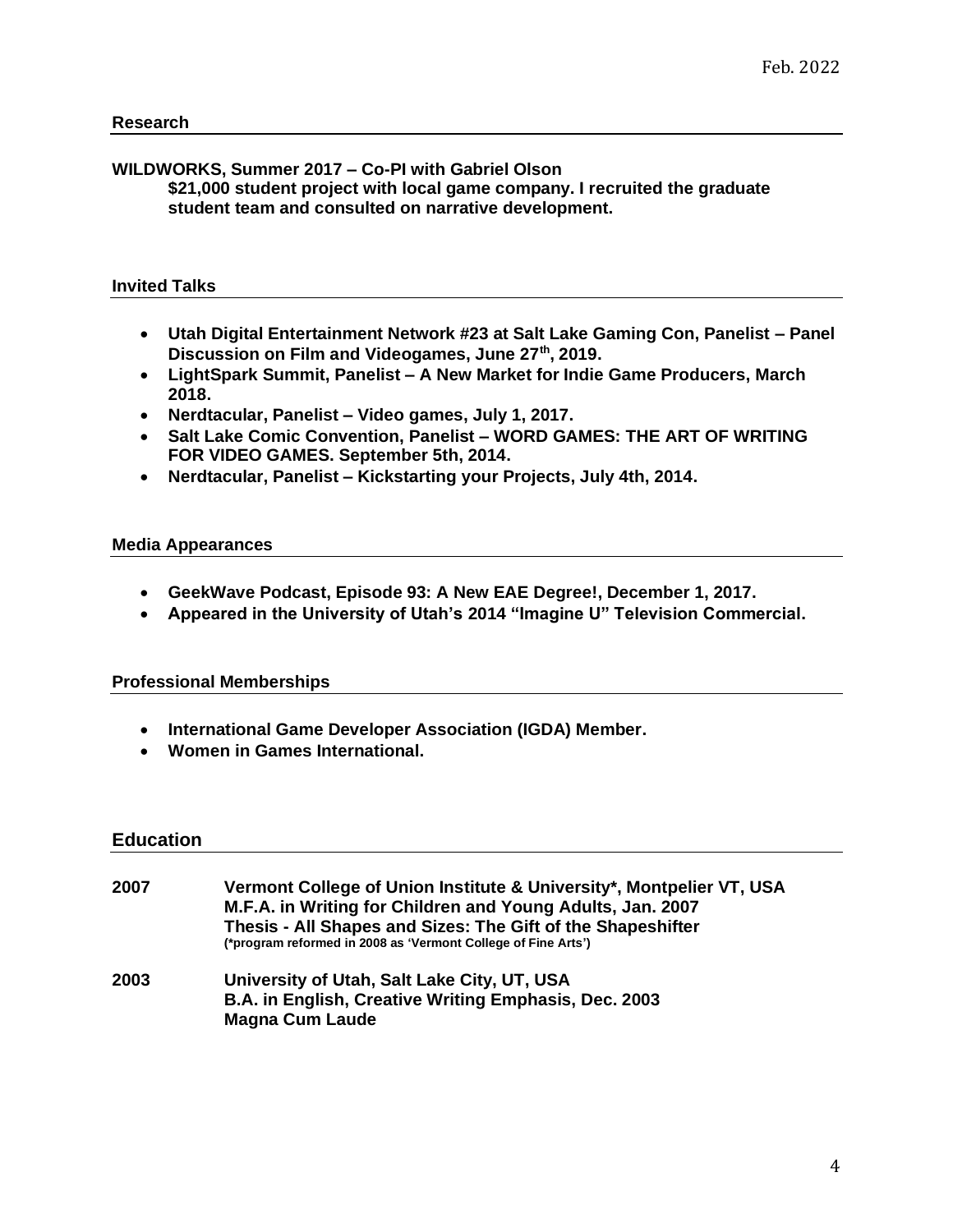## Research

**WILDWORKS, Summer 2017 – Co-PI with Gabriel Olson**
**$21,000 student project with local game company. I recruited the graduate student team and consulted on narrative development.**

## Invited Talks

- **Utah Digital Entertainment Network #23 at Salt Lake Gaming Con, Panelist – Panel Discussion on Film and Videogames, June 27th, 2019.**
- **LightSpark Summit, Panelist – A New Market for Indie Game Producers, March 2018.**
- **Nerdtacular, Panelist – Video games, July 1, 2017.**
- **Salt Lake Comic Convention, Panelist – WORD GAMES: THE ART OF WRITING FOR VIDEO GAMES. September 5th, 2014.**
- **Nerdtacular, Panelist – Kickstarting your Projects, July 4th, 2014.**

## Media Appearances

- **GeekWave Podcast, Episode 93: A New EAE Degree!, December 1, 2017.**
- **Appeared in the University of Utah's 2014 "Imagine U" Television Commercial.**

## Professional Memberships

- **International Game Developer Association (IGDA) Member.**
- **Women in Games International.**

## Education

**2007** **Vermont College of Union Institute & University*, Montpelier VT, USA**
**M.F.A. in Writing for Children and Young Adults, Jan. 2007**
**Thesis - All Shapes and Sizes: The Gift of the Shapeshifter**
**(*program reformed in 2008 as 'Vermont College of Fine Arts')**

**2003** **University of Utah, Salt Lake City, UT, USA**
**B.A. in English, Creative Writing Emphasis, Dec. 2003**
**Magna Cum Laude**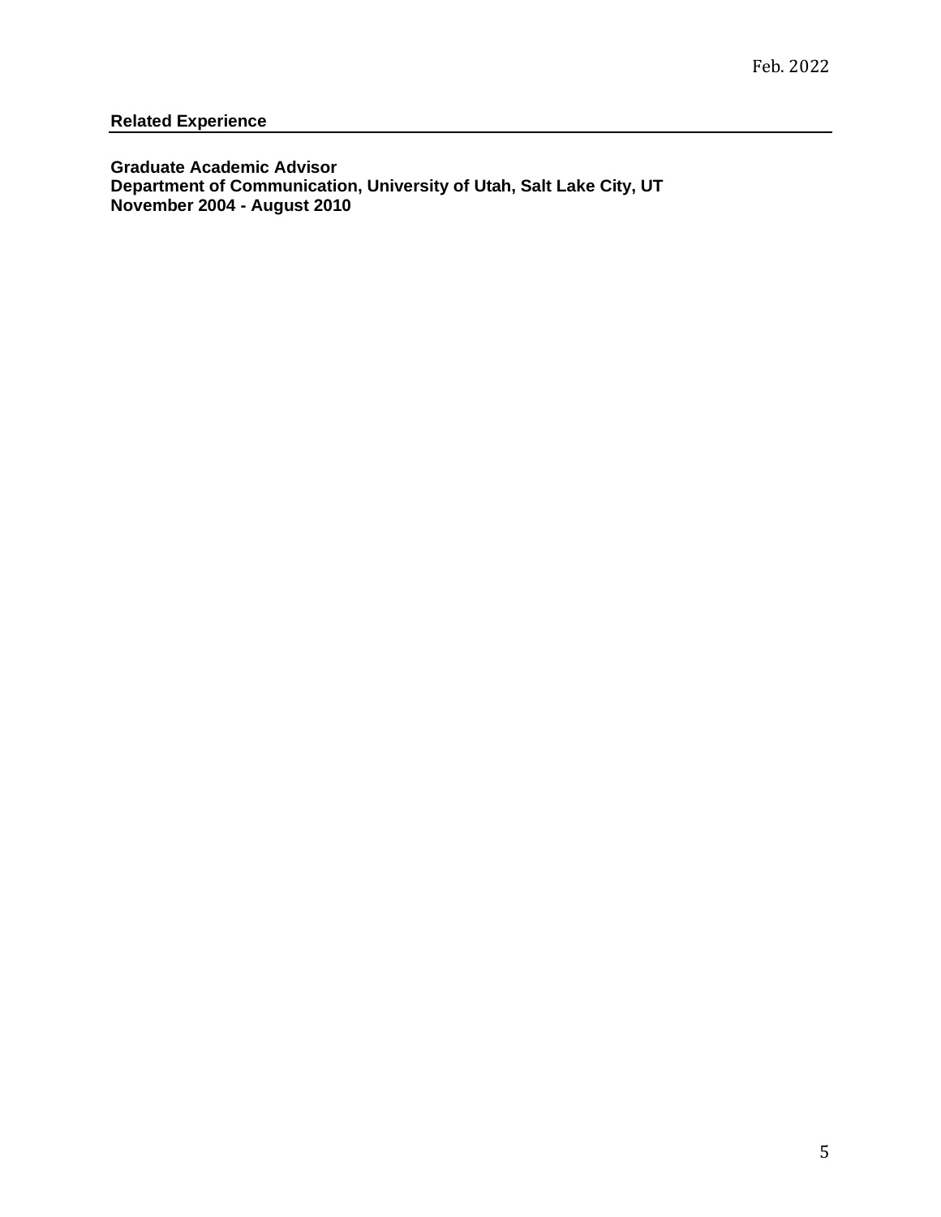## Related Experience

**Graduate Academic Advisor**
**Department of Communication, University of Utah, Salt Lake City, UT**
**November 2004 - August 2010**